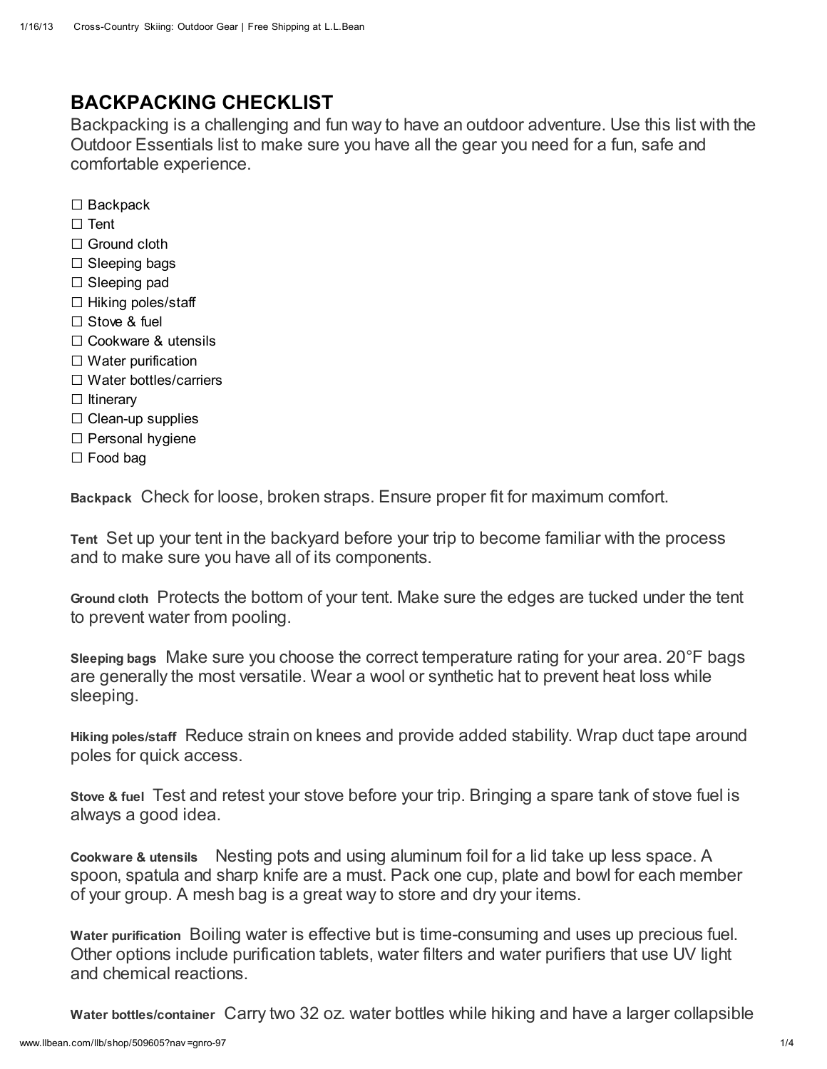## BACKPACKING CHECKLIST

Backpacking is a challenging and fun way to have an outdoor adventure. Use this list with the Outdoor Essentials list to make sure you have all the gear you need for a fun, safe and comfortable experience.

- ☐ Backpack
- ☐ Tent
- ☐ Ground cloth
- ☐ Sleeping bags
- ☐ Sleeping pad
- ☐ Hiking poles/staff
- ☐ Stove & fuel
- ☐ Cookware & utensils
- ☐ Water purification
- ☐ Water bottles/carriers
- ☐ Itinerary
- ☐ Clean-up supplies
- ☐ Personal hygiene
- ☐ Food bag

**Backpack** Check for loose, broken straps. Ensure proper fit for maximum comfort.

**Tent** Set up your tent in the backyard before your trip to become familiar with the process and to make sure you have all of its components.

**Ground cloth** Protects the bottom of your tent. Make sure the edges are tucked under the tent to prevent water from pooling.

**Sleeping bags** Make sure you choose the correct temperature rating for your area. 20°F bags are generally the most versatile. Wear a wool or synthetic hat to prevent heat loss while sleeping.

**Hiking poles/staff** Reduce strain on knees and provide added stability. Wrap duct tape around poles for quick access.

**Stove & fuel** Test and retest your stove before your trip. Bringing a spare tank of stove fuel is always a good idea.

**Cookware & utensils** Nesting pots and using aluminum foil for a lid take up less space. A spoon, spatula and sharp knife are a must. Pack one cup, plate and bowl for each member of your group. A mesh bag is a great way to store and dry your items.

**Water purification** Boiling water is effective but is time-consuming and uses up precious fuel. Other options include purification tablets, water filters and water purifiers that use UV light and chemical reactions.

**Water bottles/container** Carry two 32 oz. water bottles while hiking and have a larger collapsible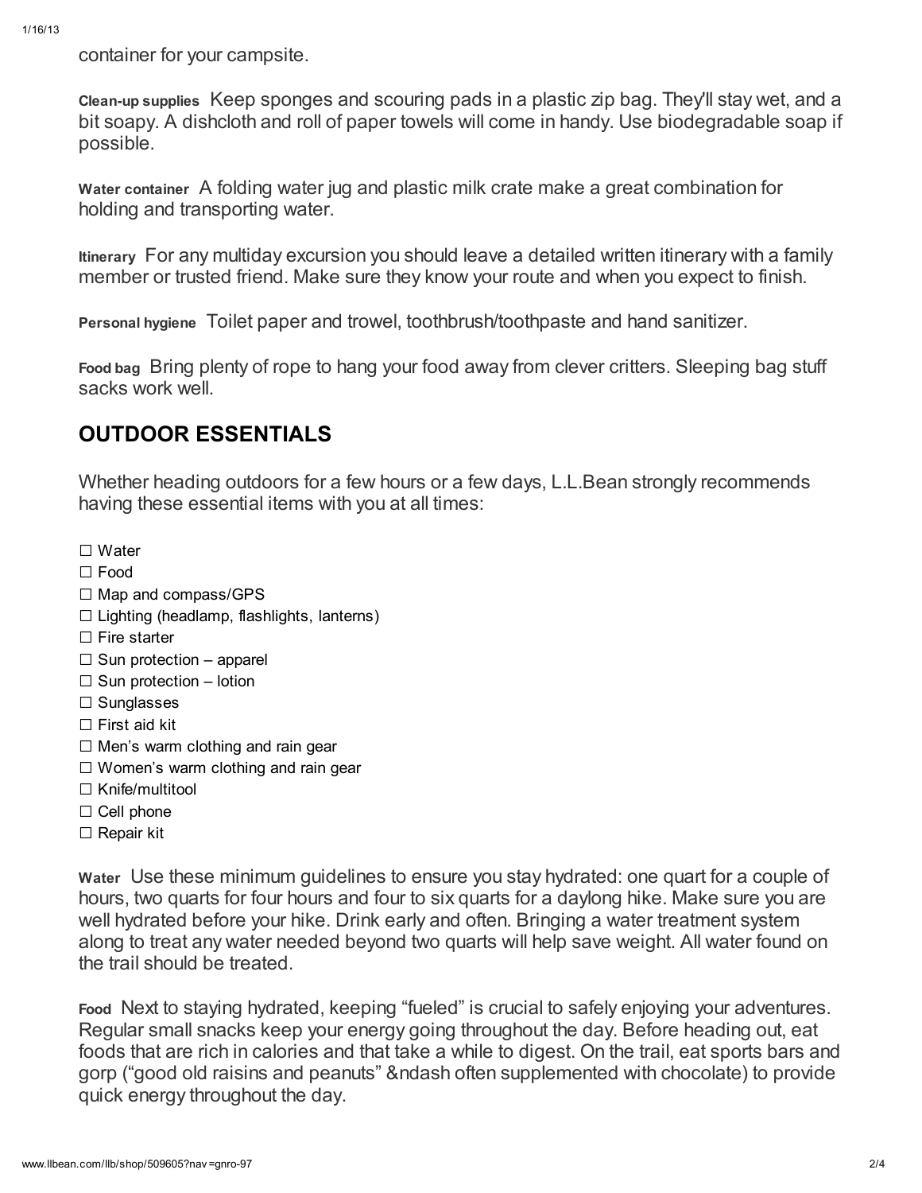container for your campsite.

**Clean-up supplies** Keep sponges and scouring pads in a plastic zip bag. They'll stay wet, and a bit soapy. A dishcloth and roll of paper towels will come in handy. Use biodegradable soap if possible.

**Water container** A folding water jug and plastic milk crate make a great combination for holding and transporting water.

**Itinerary** For any multiday excursion you should leave a detailed written itinerary with a family member or trusted friend. Make sure they know your route and when you expect to finish.

**Personal hygiene** Toilet paper and trowel, toothbrush/toothpaste and hand sanitizer.

**Food bag** Bring plenty of rope to hang your food away from clever critters. Sleeping bag stuff sacks work well.

## OUTDOOR ESSENTIALS

Whether heading outdoors for a few hours or a few days, L.L.Bean strongly recommends having these essential items with you at all times:

- ☐ Water
- ☐ Food
- ☐ Map and compass/GPS
- ☐ Lighting (headlamp, flashlights, lanterns)
- ☐ Fire starter
- ☐ Sun protection – apparel
- ☐ Sun protection – lotion
- ☐ Sunglasses
- ☐ First aid kit
- ☐ Men's warm clothing and rain gear
- ☐ Women's warm clothing and rain gear
- ☐ Knife/multitool
- ☐ Cell phone
- ☐ Repair kit

**Water** Use these minimum guidelines to ensure you stay hydrated: one quart for a couple of hours, two quarts for four hours and four to six quarts for a daylong hike. Make sure you are well hydrated before your hike. Drink early and often. Bringing a water treatment system along to treat any water needed beyond two quarts will help save weight. All water found on the trail should be treated.

**Food** Next to staying hydrated, keeping "fueled" is crucial to safely enjoying your adventures. Regular small snacks keep your energy going throughout the day. Before heading out, eat foods that are rich in calories and that take a while to digest. On the trail, eat sports bars and gorp ("good old raisins and peanuts" &ndash often supplemented with chocolate) to provide quick energy throughout the day.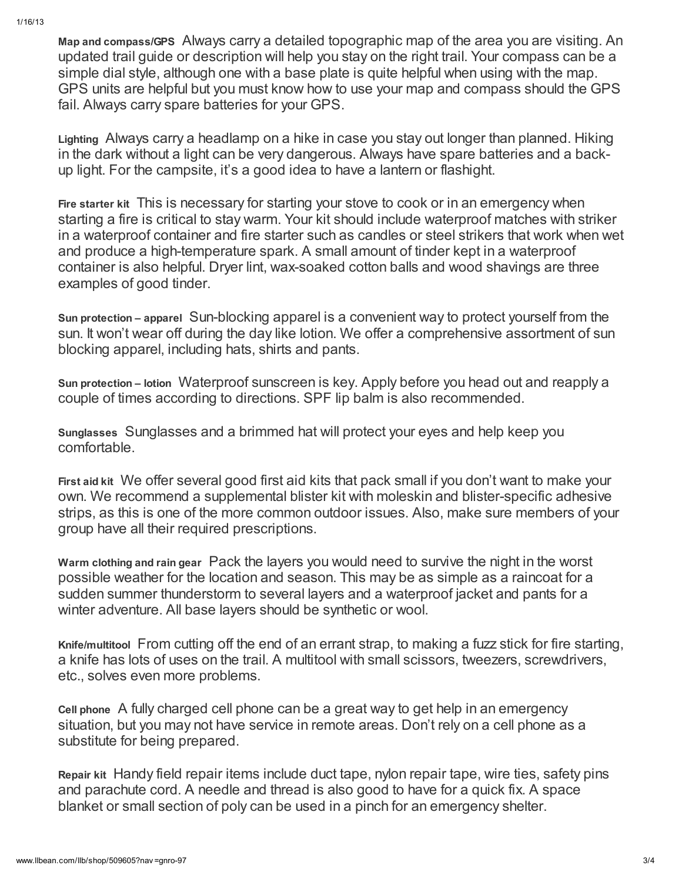**Map and compass/GPS** Always carry a detailed topographic map of the area you are visiting. An updated trail guide or description will help you stay on the right trail. Your compass can be a simple dial style, although one with a base plate is quite helpful when using with the map. GPS units are helpful but you must know how to use your map and compass should the GPS fail. Always carry spare batteries for your GPS.

**Lighting** Always carry a headlamp on a hike in case you stay out longer than planned. Hiking in the dark without a light can be very dangerous. Always have spare batteries and a back-up light. For the campsite, it's a good idea to have a lantern or flashlight.

**Fire starter kit** This is necessary for starting your stove to cook or in an emergency when starting a fire is critical to stay warm. Your kit should include waterproof matches with striker in a waterproof container and fire starter such as candles or steel strikers that work when wet and produce a high-temperature spark. A small amount of tinder kept in a waterproof container is also helpful. Dryer lint, wax-soaked cotton balls and wood shavings are three examples of good tinder.

**Sun protection – apparel** Sun-blocking apparel is a convenient way to protect yourself from the sun. It won't wear off during the day like lotion. We offer a comprehensive assortment of sun blocking apparel, including hats, shirts and pants.

**Sun protection – lotion** Waterproof sunscreen is key. Apply before you head out and reapply a couple of times according to directions. SPF lip balm is also recommended.

**Sunglasses** Sunglasses and a brimmed hat will protect your eyes and help keep you comfortable.

**First aid kit** We offer several good first aid kits that pack small if you don't want to make your own. We recommend a supplemental blister kit with moleskin and blister-specific adhesive strips, as this is one of the more common outdoor issues. Also, make sure members of your group have all their required prescriptions.

**Warm clothing and rain gear** Pack the layers you would need to survive the night in the worst possible weather for the location and season. This may be as simple as a raincoat for a sudden summer thunderstorm to several layers and a waterproof jacket and pants for a winter adventure. All base layers should be synthetic or wool.

**Knife/multitool** From cutting off the end of an errant strap, to making a fuzz stick for fire starting, a knife has lots of uses on the trail. A multitool with small scissors, tweezers, screwdrivers, etc., solves even more problems.

**Cell phone** A fully charged cell phone can be a great way to get help in an emergency situation, but you may not have service in remote areas. Don't rely on a cell phone as a substitute for being prepared.

**Repair kit** Handy field repair items include duct tape, nylon repair tape, wire ties, safety pins and parachute cord. A needle and thread is also good to have for a quick fix. A space blanket or small section of poly can be used in a pinch for an emergency shelter.